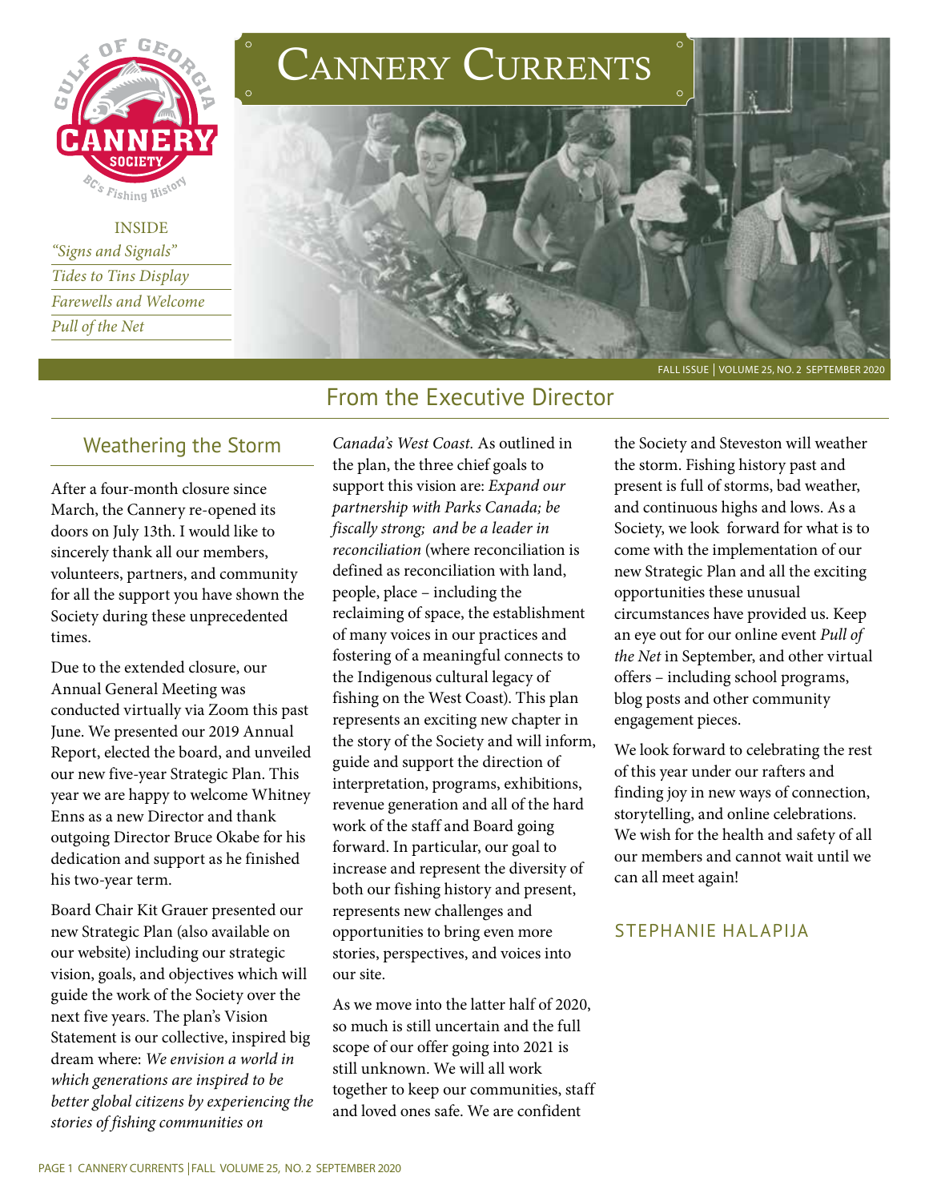# Cannery Currents

INSIDE

*"Signs and Signals"*

*Tides to Tins Display*

*Farewells and Welcome*

*Pull of the Net*

FALL ISSUE | VOLUME 25, NO. 2 SEPTEMBER 2020

## From the Executive Director

### Weathering the Storm

After a four-month closure since March, the Cannery re-opened its doors on July 13th. I would like to sincerely thank all our members, volunteers, partners, and community for all the support you have shown the Society during these unprecedented times.

Due to the extended closure, our Annual General Meeting was conducted virtually via Zoom this past June. We presented our 2019 Annual Report, elected the board, and unveiled our new five-year Strategic Plan. This year we are happy to welcome Whitney Enns as a new Director and thank outgoing Director Bruce Okabe for his dedication and support as he finished his two-year term.

Board Chair Kit Grauer presented our new Strategic Plan (also available on our website) including our strategic vision, goals, and objectives which will guide the work of the Society over the next five years. The plan's Vision Statement is our collective, inspired big dream where: *We envision a world in which generations are inspired to be better global citizens by experiencing the stories of fishing communities on Canada's West Coast.* As outlined in the plan, the three chief goals to support this vision are: *Expand our partnership with Parks Canada; be fiscally strong; and be a leader in reconciliation* (where reconciliation is defined as reconciliation with land, people, place – including the reclaiming of space, the establishment of many voices in our practices and fostering of a meaningful connects to the Indigenous cultural legacy of fishing on the West Coast). This plan represents an exciting new chapter in the story of the Society and will inform, guide and support the direction of interpretation, programs, exhibitions, revenue generation and all of the hard work of the staff and Board going forward. In particular, our goal to increase and represent the diversity of both our fishing history and present, represents new challenges and opportunities to bring even more stories, perspectives, and voices into our site.

As we move into the latter half of 2020, so much is still uncertain and the full scope of our offer going into 2021 is still unknown. We will all work together to keep our communities, staff and loved ones safe. We are confident the Society and Steveston will weather the storm. Fishing history past and present is full of storms, bad weather, and continuous highs and lows. As a Society, we look forward for what is to come with the implementation of our new Strategic Plan and all the exciting opportunities these unusual circumstances have provided us. Keep an eye out for our online event *Pull of the Net* in September, and other virtual offers – including school programs, blog posts and other community engagement pieces.

We look forward to celebrating the rest of this year under our rafters and finding joy in new ways of connection, storytelling, and online celebrations. We wish for the health and safety of all our members and cannot wait until we can all meet again!

STEPHANIE HALAPIJA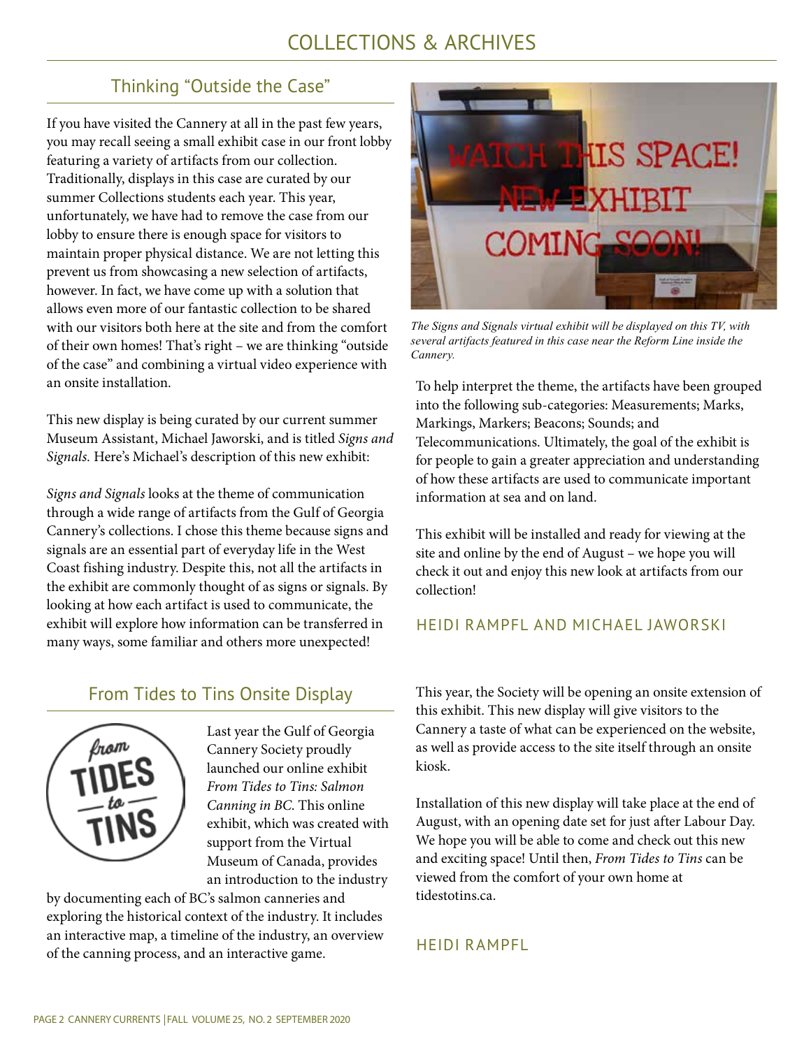# COLLECTIONS & ARCHIVES

## Thinking "Outside the Case"

If you have visited the Cannery at all in the past few years, you may recall seeing a small exhibit case in our front lobby featuring a variety of artifacts from our collection. Traditionally, displays in this case are curated by our summer Collections students each year. This year, unfortunately, we have had to remove the case from our lobby to ensure there is enough space for visitors to maintain proper physical distance. We are not letting this prevent us from showcasing a new selection of artifacts, however. In fact, we have come up with a solution that allows even more of our fantastic collection to be shared with our visitors both here at the site and from the comfort of their own homes! That's right – we are thinking "outside of the case" and combining a virtual video experience with an onsite installation.

This new display is being curated by our current summer Museum Assistant, Michael Jaworski, and is titled *Signs and Signals.* Here's Michael's description of this new exhibit:

*Signs and Signals* looks at the theme of communication through a wide range of artifacts from the Gulf of Georgia Cannery's collections. I chose this theme because signs and signals are an essential part of everyday life in the West Coast fishing industry. Despite this, not all the artifacts in the exhibit are commonly thought of as signs or signals. By looking at how each artifact is used to communicate, the exhibit will explore how information can be transferred in many ways, some familiar and others more unexpected!

*The Signs and Signals virtual exhibit will be displayed on this TV, with several artifacts featured in this case near the Reform Line inside the Cannery.*

To help interpret the theme, the artifacts have been grouped into the following sub-categories: Measurements; Marks, Markings, Markers; Beacons; Sounds; and Telecommunications. Ultimately, the goal of the exhibit is for people to gain a greater appreciation and understanding of how these artifacts are used to communicate important information at sea and on land.

This exhibit will be installed and ready for viewing at the site and online by the end of August – we hope you will check it out and enjoy this new look at artifacts from our collection!

HEIDI RAMPFL AND MICHAEL JAWORSKI

## From Tides to Tins Onsite Display

Last year the Gulf of Georgia Cannery Society proudly launched our online exhibit *From Tides to Tins: Salmon Canning in BC.* This online exhibit, which was created with support from the Virtual Museum of Canada, provides an introduction to the industry by documenting each of BC's salmon canneries and exploring the historical context of the industry. It includes an interactive map, a timeline of the industry, an overview of the canning process, and an interactive game.

This year, the Society will be opening an onsite extension of this exhibit. This new display will give visitors to the Cannery a taste of what can be experienced on the website, as well as provide access to the site itself through an onsite kiosk.

Installation of this new display will take place at the end of August, with an opening date set for just after Labour Day. We hope you will be able to come and check out this new and exciting space! Until then, *From Tides to Tins* can be viewed from the comfort of your own home at tidestotins.ca.

HEIDI RAMPFL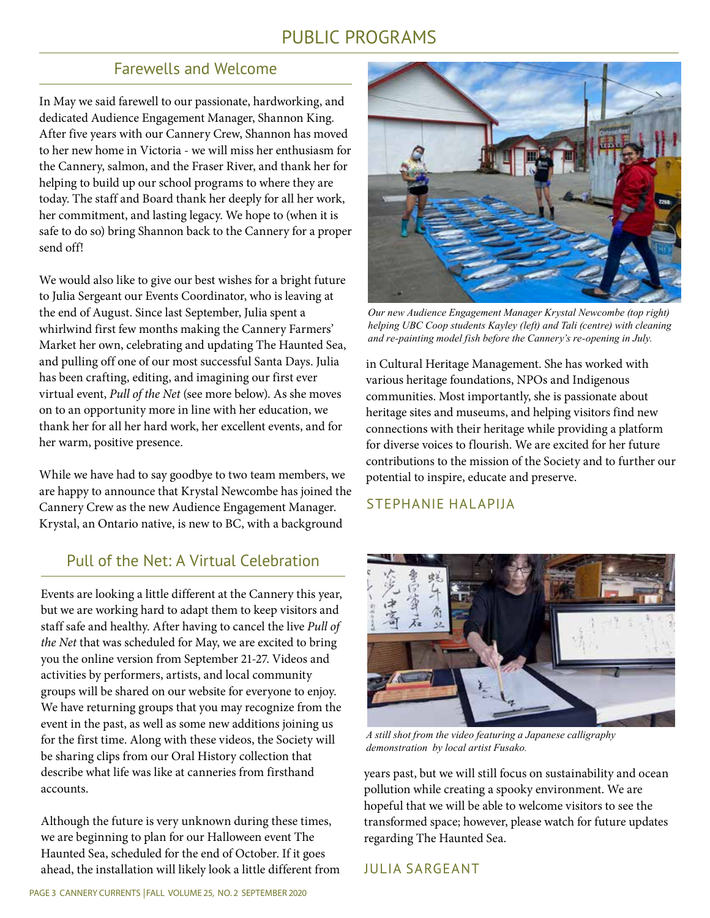# PUBLIC PROGRAMS

## Farewells and Welcome

In May we said farewell to our passionate, hardworking, and dedicated Audience Engagement Manager, Shannon King. After five years with our Cannery Crew, Shannon has moved to her new home in Victoria - we will miss her enthusiasm for the Cannery, salmon, and the Fraser River, and thank her for helping to build up our school programs to where they are today. The staff and Board thank her deeply for all her work, her commitment, and lasting legacy. We hope to (when it is safe to do so) bring Shannon back to the Cannery for a proper send off!

We would also like to give our best wishes for a bright future to Julia Sergeant our Events Coordinator, who is leaving at the end of August. Since last September, Julia spent a whirlwind first few months making the Cannery Farmers' Market her own, celebrating and updating The Haunted Sea, and pulling off one of our most successful Santa Days. Julia has been crafting, editing, and imagining our first ever virtual event, *Pull of the Net* (see more below). As she moves on to an opportunity more in line with her education, we thank her for all her hard work, her excellent events, and for her warm, positive presence.

While we have had to say goodbye to two team members, we are happy to announce that Krystal Newcombe has joined the Cannery Crew as the new Audience Engagement Manager. Krystal, an Ontario native, is new to BC, with a background in Cultural Heritage Management. She has worked with various heritage foundations, NPOs and Indigenous communities. Most importantly, she is passionate about heritage sites and museums, and helping visitors find new connections with their heritage while providing a platform for diverse voices to flourish. We are excited for her future contributions to the mission of the Society and to further our potential to inspire, educate and preserve.

*Our new Audience Engagement Manager Krystal Newcombe (top right) helping UBC Coop students Kayley (left) and Tali (centre) with cleaning and re-painting model fish before the Cannery's re-opening in July.*

STEPHANIE HALAPIJA

## Pull of the Net: A Virtual Celebration

Events are looking a little different at the Cannery this year, but we are working hard to adapt them to keep visitors and staff safe and healthy. After having to cancel the live *Pull of the Net* that was scheduled for May, we are excited to bring you the online version from September 21-27. Videos and activities by performers, artists, and local community groups will be shared on our website for everyone to enjoy. We have returning groups that you may recognize from the event in the past, as well as some new additions joining us for the first time. Along with these videos, the Society will be sharing clips from our Oral History collection that describe what life was like at canneries from firsthand accounts.

Although the future is very unknown during these times, we are beginning to plan for our Halloween event The Haunted Sea, scheduled for the end of October. If it goes ahead, the installation will likely look a little different from years past, but we will still focus on sustainability and ocean pollution while creating a spooky environment. We are hopeful that we will be able to welcome visitors to see the transformed space; however, please watch for future updates regarding The Haunted Sea.

*A still shot from the video featuring a Japanese calligraphy demonstration by local artist Fusako.*

JULIA SARGEANT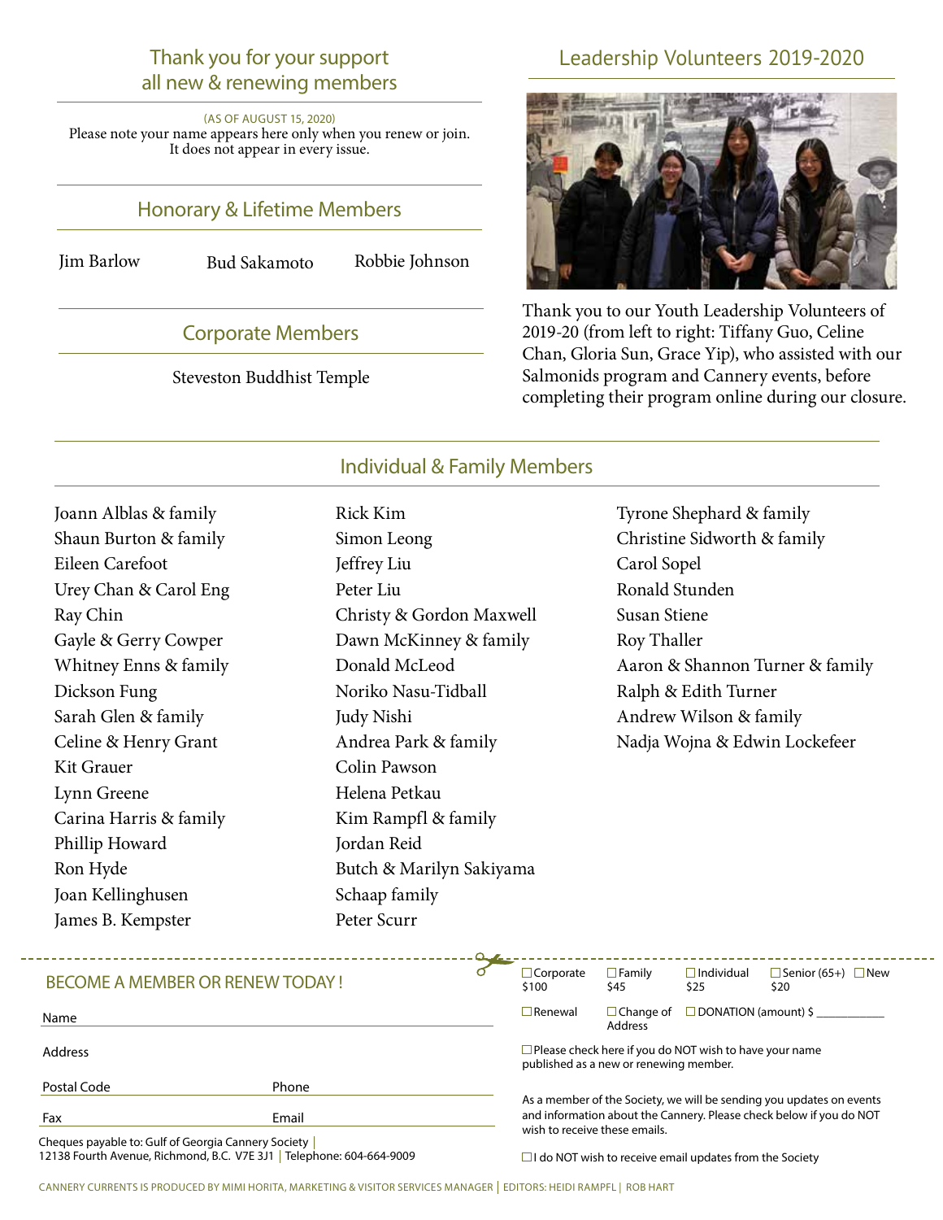## Thank you for your support all new & renewing members

(AS OF AUGUST 15, 2020)
Please note your name appears here only when you renew or join. It does not appear in every issue.

### Honorary & Lifetime Members

Jim Barlow
Bud Sakamoto
Robbie Johnson

### Corporate Members

Steveston Buddhist Temple

## Leadership Volunteers 2019-2020

Thank you to our Youth Leadership Volunteers of 2019-20 (from left to right: Tiffany Guo, Celine Chan, Gloria Sun, Grace Yip), who assisted with our Salmonids program and Cannery events, before completing their program online during our closure.

### Individual & Family Members

Joann Alblas & family
Shaun Burton & family
Eileen Carefoot
Urey Chan & Carol Eng
Ray Chin
Gayle & Gerry Cowper
Whitney Enns & family
Dickson Fung
Sarah Glen & family
Celine & Henry Grant
Kit Grauer
Lynn Greene
Carina Harris & family
Phillip Howard
Ron Hyde
Joan Kellinghusen
James B. Kempster
Rick Kim
Simon Leong
Jeffrey Liu
Peter Liu
Christy & Gordon Maxwell
Dawn McKinney & family
Donald McLeod
Noriko Nasu-Tidball
Judy Nishi
Andrea Park & family
Colin Pawson
Helena Petkau
Kim Rampfl & family
Jordan Reid
Butch & Marilyn Sakiyama
Schaap family
Peter Scurr
Tyrone Shephard & family
Christine Sidworth & family
Carol Sopel
Ronald Stunden
Susan Stiene
Roy Thaller
Aaron & Shannon Turner & family
Ralph & Edith Turner
Andrew Wilson & family
Nadja Wojna & Edwin Lockefeer

## BECOME A MEMBER OR RENEW TODAY !

Name
Address
Postal Code　　Phone
Fax　　Email

Cheques payable to: Gulf of Georgia Cannery Society | 12138 Fourth Avenue, Richmond, B.C. V7E 3J1 | Telephone: 604-664-9009

☐ Corporate $100　☐ Family $45　☐ Individual $25　☐ Senior (65+) $20　☐ New

☐ Renewal　☐ Change of Address　☐ DONATION (amount) $ ___________

☐ Please check here if you do NOT wish to have your name published as a new or renewing member.

As a member of the Society, we will be sending you updates on events and information about the Cannery. Please check below if you do NOT wish to receive these emails.

☐ I do NOT wish to receive email updates from the Society

CANNERY CURRENTS IS PRODUCED BY MIMI HORITA, MARKETING & VISITOR SERVICES MANAGER | EDITORS: HEIDI RAMPFL | ROB HART